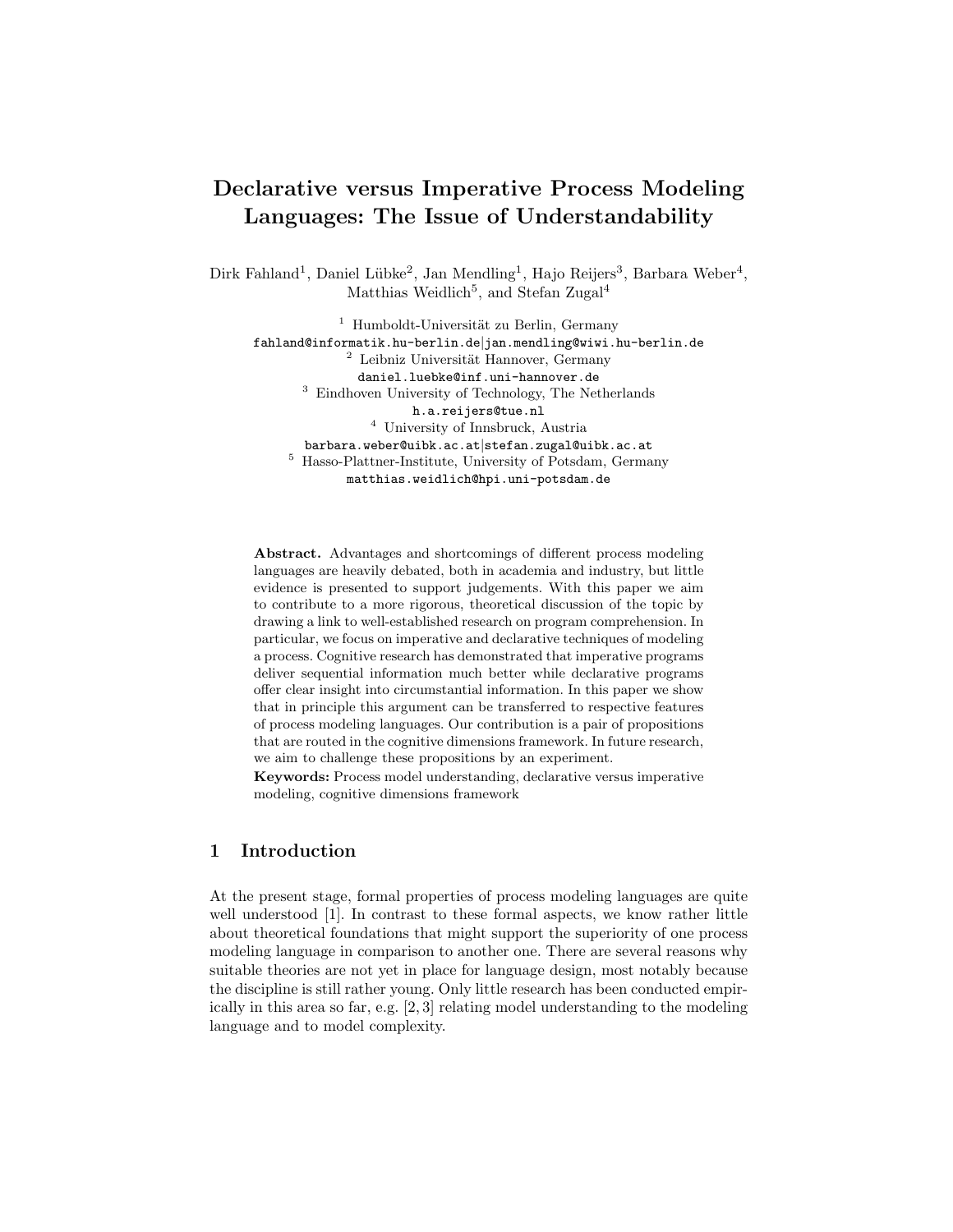# Declarative versus Imperative Process Modeling Languages: The Issue of Understandability

Dirk Fahland[1], Daniel Lübke[2], Jan Mendling[1], Hajo Reijers[3], Barbara Weber[4], Matthias Weidlich[5], and Stefan Zugal[4]

[1] Humboldt-Universität zu Berlin, Germany
fahland@informatik.hu-berlin.de|jan.mendling@wiwi.hu-berlin.de
[2] Leibniz Universität Hannover, Germany
daniel.luebke@inf.uni-hannover.de
[3] Eindhoven University of Technology, The Netherlands
h.a.reijers@tue.nl
[4] University of Innsbruck, Austria
barbara.weber@uibk.ac.at|stefan.zugal@uibk.ac.at
[5] Hasso-Plattner-Institute, University of Potsdam, Germany
matthias.weidlich@hpi.uni-potsdam.de

**Abstract.** Advantages and shortcomings of different process modeling languages are heavily debated, both in academia and industry, but little evidence is presented to support judgements. With this paper we aim to contribute to a more rigorous, theoretical discussion of the topic by drawing a link to well-established research on program comprehension. In particular, we focus on imperative and declarative techniques of modeling a process. Cognitive research has demonstrated that imperative programs deliver sequential information much better while declarative programs offer clear insight into circumstantial information. In this paper we show that in principle this argument can be transferred to respective features of process modeling languages. Our contribution is a pair of propositions that are routed in the cognitive dimensions framework. In future research, we aim to challenge these propositions by an experiment.

**Keywords:** Process model understanding, declarative versus imperative modeling, cognitive dimensions framework

## 1 Introduction

At the present stage, formal properties of process modeling languages are quite well understood [1]. In contrast to these formal aspects, we know rather little about theoretical foundations that might support the superiority of one process modeling language in comparison to another one. There are several reasons why suitable theories are not yet in place for language design, most notably because the discipline is still rather young. Only little research has been conducted empirically in this area so far, e.g. [2, 3] relating model understanding to the modeling language and to model complexity.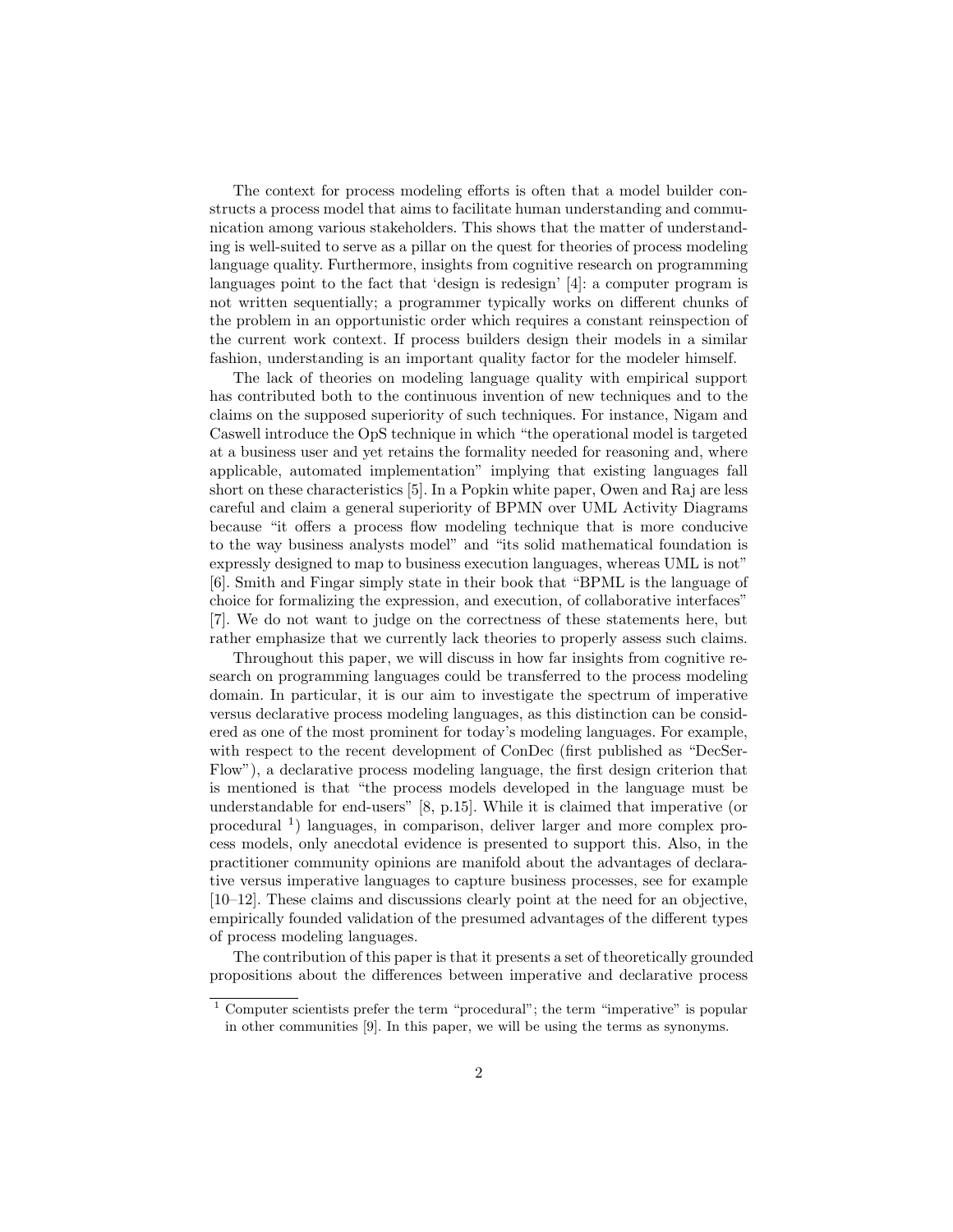The context for process modeling efforts is often that a model builder constructs a process model that aims to facilitate human understanding and communication among various stakeholders. This shows that the matter of understanding is well-suited to serve as a pillar on the quest for theories of process modeling language quality. Furthermore, insights from cognitive research on programming languages point to the fact that 'design is redesign' [4]: a computer program is not written sequentially; a programmer typically works on different chunks of the problem in an opportunistic order which requires a constant reinspection of the current work context. If process builders design their models in a similar fashion, understanding is an important quality factor for the modeler himself.

The lack of theories on modeling language quality with empirical support has contributed both to the continuous invention of new techniques and to the claims on the supposed superiority of such techniques. For instance, Nigam and Caswell introduce the OpS technique in which "the operational model is targeted at a business user and yet retains the formality needed for reasoning and, where applicable, automated implementation" implying that existing languages fall short on these characteristics [5]. In a Popkin white paper, Owen and Raj are less careful and claim a general superiority of BPMN over UML Activity Diagrams because "it offers a process flow modeling technique that is more conducive to the way business analysts model" and "its solid mathematical foundation is expressly designed to map to business execution languages, whereas UML is not" [6]. Smith and Fingar simply state in their book that "BPML is the language of choice for formalizing the expression, and execution, of collaborative interfaces" [7]. We do not want to judge on the correctness of these statements here, but rather emphasize that we currently lack theories to properly assess such claims.

Throughout this paper, we will discuss in how far insights from cognitive research on programming languages could be transferred to the process modeling domain. In particular, it is our aim to investigate the spectrum of imperative versus declarative process modeling languages, as this distinction can be considered as one of the most prominent for today's modeling languages. For example, with respect to the recent development of ConDec (first published as "DecSerFlow"), a declarative process modeling language, the first design criterion that is mentioned is that "the process models developed in the language must be understandable for end-users" [8, p.15]. While it is claimed that imperative (or procedural [1]) languages, in comparison, deliver larger and more complex process models, only anecdotal evidence is presented to support this. Also, in the practitioner community opinions are manifold about the advantages of declarative versus imperative languages to capture business processes, see for example [10–12]. These claims and discussions clearly point at the need for an objective, empirically founded validation of the presumed advantages of the different types of process modeling languages.

The contribution of this paper is that it presents a set of theoretically grounded propositions about the differences between imperative and declarative process

[1] Computer scientists prefer the term "procedural"; the term "imperative" is popular in other communities [9]. In this paper, we will be using the terms as synonyms.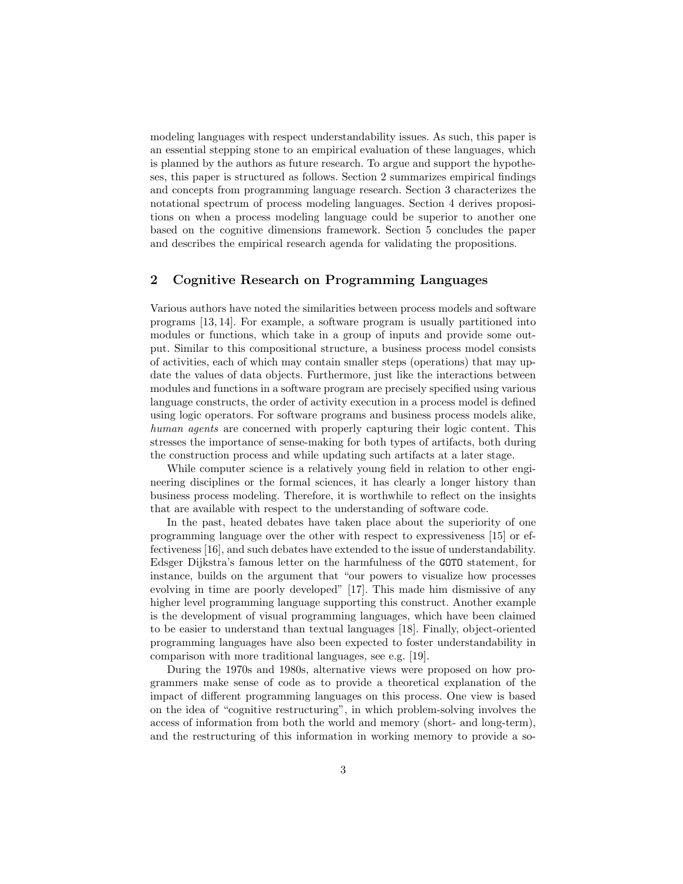modeling languages with respect understandability issues. As such, this paper is an essential stepping stone to an empirical evaluation of these languages, which is planned by the authors as future research. To argue and support the hypotheses, this paper is structured as follows. Section 2 summarizes empirical findings and concepts from programming language research. Section 3 characterizes the notational spectrum of process modeling languages. Section 4 derives propositions on when a process modeling language could be superior to another one based on the cognitive dimensions framework. Section 5 concludes the paper and describes the empirical research agenda for validating the propositions.

## 2 Cognitive Research on Programming Languages

Various authors have noted the similarities between process models and software programs [13, 14]. For example, a software program is usually partitioned into modules or functions, which take in a group of inputs and provide some output. Similar to this compositional structure, a business process model consists of activities, each of which may contain smaller steps (operations) that may update the values of data objects. Furthermore, just like the interactions between modules and functions in a software program are precisely specified using various language constructs, the order of activity execution in a process model is defined using logic operators. For software programs and business process models alike, *human agents* are concerned with properly capturing their logic content. This stresses the importance of sense-making for both types of artifacts, both during the construction process and while updating such artifacts at a later stage.

While computer science is a relatively young field in relation to other engineering disciplines or the formal sciences, it has clearly a longer history than business process modeling. Therefore, it is worthwhile to reflect on the insights that are available with respect to the understanding of software code.

In the past, heated debates have taken place about the superiority of one programming language over the other with respect to expressiveness [15] or effectiveness [16], and such debates have extended to the issue of understandability. Edsger Dijkstra's famous letter on the harmfulness of the `GOTO` statement, for instance, builds on the argument that "our powers to visualize how processes evolving in time are poorly developed" [17]. This made him dismissive of any higher level programming language supporting this construct. Another example is the development of visual programming languages, which have been claimed to be easier to understand than textual languages [18]. Finally, object-oriented programming languages have also been expected to foster understandability in comparison with more traditional languages, see e.g. [19].

During the 1970s and 1980s, alternative views were proposed on how programmers make sense of code as to provide a theoretical explanation of the impact of different programming languages on this process. One view is based on the idea of "cognitive restructuring", in which problem-solving involves the access of information from both the world and memory (short- and long-term), and the restructuring of this information in working memory to provide a so-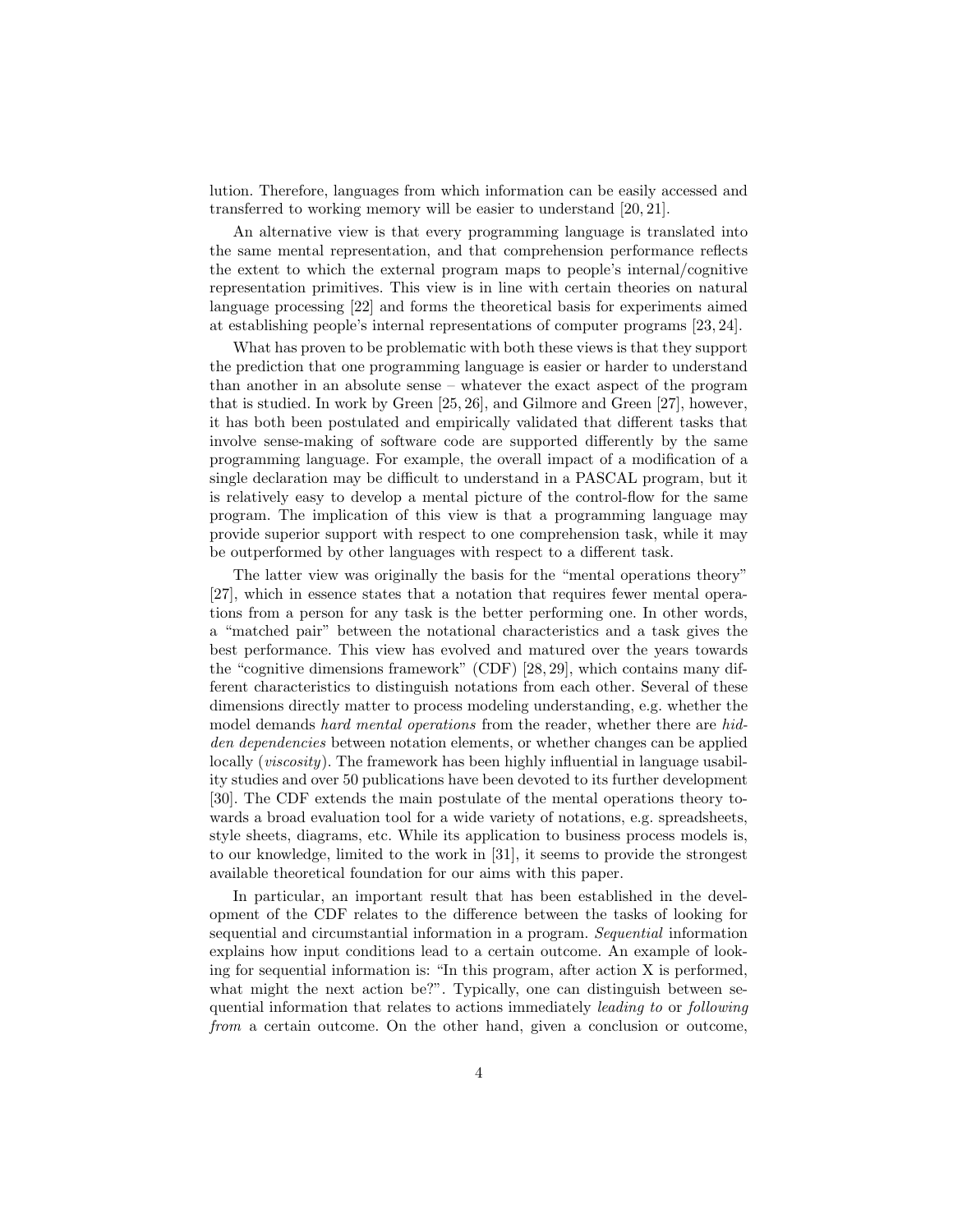lution. Therefore, languages from which information can be easily accessed and transferred to working memory will be easier to understand [20, 21].

An alternative view is that every programming language is translated into the same mental representation, and that comprehension performance reflects the extent to which the external program maps to people's internal/cognitive representation primitives. This view is in line with certain theories on natural language processing [22] and forms the theoretical basis for experiments aimed at establishing people's internal representations of computer programs [23, 24].

What has proven to be problematic with both these views is that they support the prediction that one programming language is easier or harder to understand than another in an absolute sense – whatever the exact aspect of the program that is studied. In work by Green [25, 26], and Gilmore and Green [27], however, it has both been postulated and empirically validated that different tasks that involve sense-making of software code are supported differently by the same programming language. For example, the overall impact of a modification of a single declaration may be difficult to understand in a PASCAL program, but it is relatively easy to develop a mental picture of the control-flow for the same program. The implication of this view is that a programming language may provide superior support with respect to one comprehension task, while it may be outperformed by other languages with respect to a different task.

The latter view was originally the basis for the "mental operations theory" [27], which in essence states that a notation that requires fewer mental operations from a person for any task is the better performing one. In other words, a "matched pair" between the notational characteristics and a task gives the best performance. This view has evolved and matured over the years towards the "cognitive dimensions framework" (CDF) [28, 29], which contains many different characteristics to distinguish notations from each other. Several of these dimensions directly matter to process modeling understanding, e.g. whether the model demands *hard mental operations* from the reader, whether there are *hidden dependencies* between notation elements, or whether changes can be applied locally (*viscosity*). The framework has been highly influential in language usability studies and over 50 publications have been devoted to its further development [30]. The CDF extends the main postulate of the mental operations theory towards a broad evaluation tool for a wide variety of notations, e.g. spreadsheets, style sheets, diagrams, etc. While its application to business process models is, to our knowledge, limited to the work in [31], it seems to provide the strongest available theoretical foundation for our aims with this paper.

In particular, an important result that has been established in the development of the CDF relates to the difference between the tasks of looking for sequential and circumstantial information in a program. *Sequential* information explains how input conditions lead to a certain outcome. An example of looking for sequential information is: "In this program, after action X is performed, what might the next action be?". Typically, one can distinguish between sequential information that relates to actions immediately *leading to* or *following from* a certain outcome. On the other hand, given a conclusion or outcome,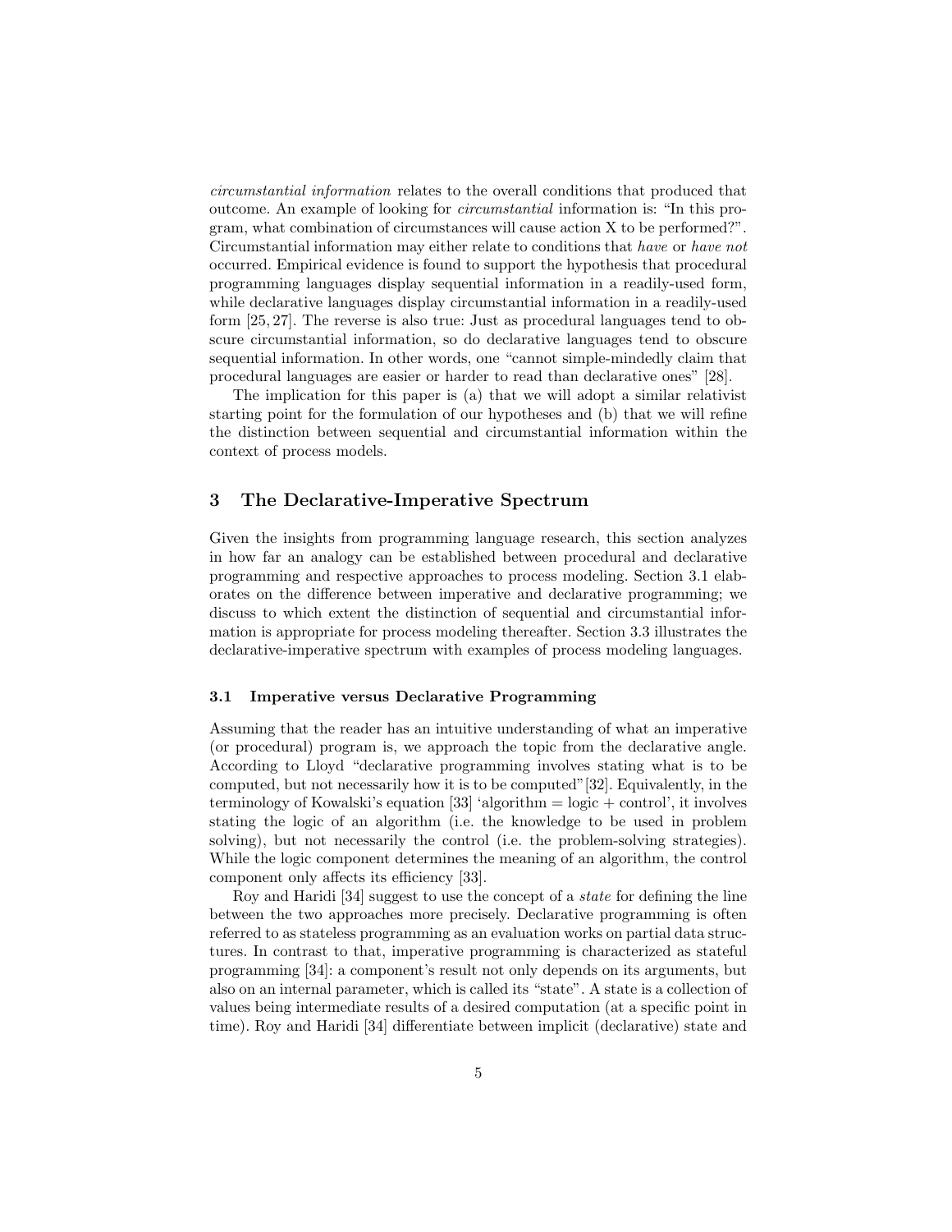*circumstantial information* relates to the overall conditions that produced that outcome. An example of looking for *circumstantial* information is: "In this program, what combination of circumstances will cause action X to be performed?". Circumstantial information may either relate to conditions that *have* or *have not* occurred. Empirical evidence is found to support the hypothesis that procedural programming languages display sequential information in a readily-used form, while declarative languages display circumstantial information in a readily-used form [25, 27]. The reverse is also true: Just as procedural languages tend to obscure circumstantial information, so do declarative languages tend to obscure sequential information. In other words, one "cannot simple-mindedly claim that procedural languages are easier or harder to read than declarative ones" [28].

The implication for this paper is (a) that we will adopt a similar relativist starting point for the formulation of our hypotheses and (b) that we will refine the distinction between sequential and circumstantial information within the context of process models.

## 3 The Declarative-Imperative Spectrum

Given the insights from programming language research, this section analyzes in how far an analogy can be established between procedural and declarative programming and respective approaches to process modeling. Section 3.1 elaborates on the difference between imperative and declarative programming; we discuss to which extent the distinction of sequential and circumstantial information is appropriate for process modeling thereafter. Section 3.3 illustrates the declarative-imperative spectrum with examples of process modeling languages.

### 3.1 Imperative versus Declarative Programming

Assuming that the reader has an intuitive understanding of what an imperative (or procedural) program is, we approach the topic from the declarative angle. According to Lloyd "declarative programming involves stating what is to be computed, but not necessarily how it is to be computed"[32]. Equivalently, in the terminology of Kowalski's equation [33] 'algorithm = logic + control', it involves stating the logic of an algorithm (i.e. the knowledge to be used in problem solving), but not necessarily the control (i.e. the problem-solving strategies). While the logic component determines the meaning of an algorithm, the control component only affects its efficiency [33].

Roy and Haridi [34] suggest to use the concept of a *state* for defining the line between the two approaches more precisely. Declarative programming is often referred to as stateless programming as an evaluation works on partial data structures. In contrast to that, imperative programming is characterized as stateful programming [34]: a component's result not only depends on its arguments, but also on an internal parameter, which is called its "state". A state is a collection of values being intermediate results of a desired computation (at a specific point in time). Roy and Haridi [34] differentiate between implicit (declarative) state and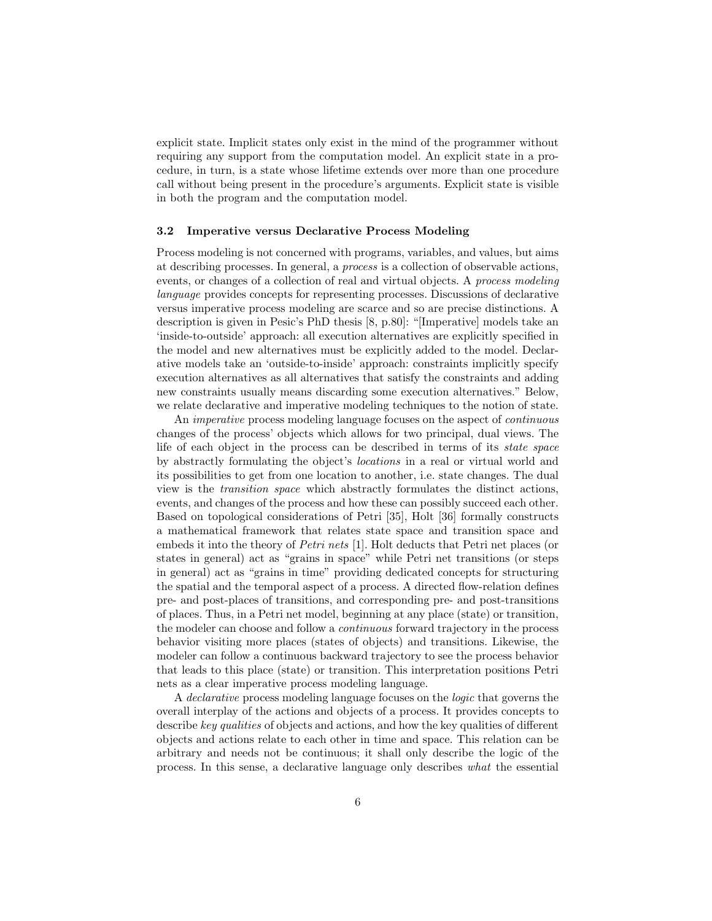explicit state. Implicit states only exist in the mind of the programmer without requiring any support from the computation model. An explicit state in a procedure, in turn, is a state whose lifetime extends over more than one procedure call without being present in the procedure's arguments. Explicit state is visible in both the program and the computation model.

### 3.2 Imperative versus Declarative Process Modeling

Process modeling is not concerned with programs, variables, and values, but aims at describing processes. In general, a *process* is a collection of observable actions, events, or changes of a collection of real and virtual objects. A *process modeling language* provides concepts for representing processes. Discussions of declarative versus imperative process modeling are scarce and so are precise distinctions. A description is given in Pesic's PhD thesis [8, p.80]: "[Imperative] models take an 'inside-to-outside' approach: all execution alternatives are explicitly specified in the model and new alternatives must be explicitly added to the model. Declarative models take an 'outside-to-inside' approach: constraints implicitly specify execution alternatives as all alternatives that satisfy the constraints and adding new constraints usually means discarding some execution alternatives." Below, we relate declarative and imperative modeling techniques to the notion of state.

An *imperative* process modeling language focuses on the aspect of *continuous* changes of the process' objects which allows for two principal, dual views. The life of each object in the process can be described in terms of its *state space* by abstractly formulating the object's *locations* in a real or virtual world and its possibilities to get from one location to another, i.e. state changes. The dual view is the *transition space* which abstractly formulates the distinct actions, events, and changes of the process and how these can possibly succeed each other. Based on topological considerations of Petri [35], Holt [36] formally constructs a mathematical framework that relates state space and transition space and embeds it into the theory of *Petri nets* [1]. Holt deducts that Petri net places (or states in general) act as "grains in space" while Petri net transitions (or steps in general) act as "grains in time" providing dedicated concepts for structuring the spatial and the temporal aspect of a process. A directed flow-relation defines pre- and post-places of transitions, and corresponding pre- and post-transitions of places. Thus, in a Petri net model, beginning at any place (state) or transition, the modeler can choose and follow a *continuous* forward trajectory in the process behavior visiting more places (states of objects) and transitions. Likewise, the modeler can follow a continuous backward trajectory to see the process behavior that leads to this place (state) or transition. This interpretation positions Petri nets as a clear imperative process modeling language.

A *declarative* process modeling language focuses on the *logic* that governs the overall interplay of the actions and objects of a process. It provides concepts to describe *key qualities* of objects and actions, and how the key qualities of different objects and actions relate to each other in time and space. This relation can be arbitrary and needs not be continuous; it shall only describe the logic of the process. In this sense, a declarative language only describes *what* the essential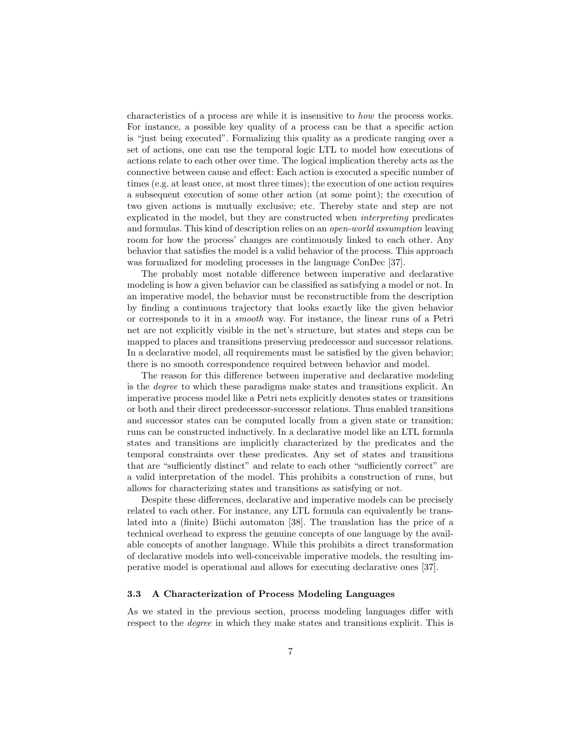characteristics of a process are while it is insensitive to *how* the process works. For instance, a possible key quality of a process can be that a specific action is "just being executed". Formalizing this quality as a predicate ranging over a set of actions, one can use the temporal logic LTL to model how executions of actions relate to each other over time. The logical implication thereby acts as the connective between cause and effect: Each action is executed a specific number of times (e.g. at least once, at most three times); the execution of one action requires a subsequent execution of some other action (at some point); the execution of two given actions is mutually exclusive; etc. Thereby state and step are not explicated in the model, but they are constructed when *interpreting* predicates and formulas. This kind of description relies on an *open-world assumption* leaving room for how the process' changes are continuously linked to each other. Any behavior that satisfies the model is a valid behavior of the process. This approach was formalized for modeling processes in the language ConDec [37].

The probably most notable difference between imperative and declarative modeling is how a given behavior can be classified as satisfying a model or not. In an imperative model, the behavior must be reconstructible from the description by finding a continuous trajectory that looks exactly like the given behavior or corresponds to it in a *smooth* way. For instance, the linear runs of a Petri net are not explicitly visible in the net's structure, but states and steps can be mapped to places and transitions preserving predecessor and successor relations. In a declarative model, all requirements must be satisfied by the given behavior; there is no smooth correspondence required between behavior and model.

The reason for this difference between imperative and declarative modeling is the *degree* to which these paradigms make states and transitions explicit. An imperative process model like a Petri nets explicitly denotes states or transitions or both and their direct predecessor-successor relations. Thus enabled transitions and successor states can be computed locally from a given state or transition; runs can be constructed inductively. In a declarative model like an LTL formula states and transitions are implicitly characterized by the predicates and the temporal constraints over these predicates. Any set of states and transitions that are "sufficiently distinct" and relate to each other "sufficiently correct" are a valid interpretation of the model. This prohibits a construction of runs, but allows for characterizing states and transitions as satisfying or not.

Despite these differences, declarative and imperative models can be precisely related to each other. For instance, any LTL formula can equivalently be translated into a (finite) Büchi automaton [38]. The translation has the price of a technical overhead to express the genuine concepts of one language by the available concepts of another language. While this prohibits a direct transformation of declarative models into well-conceivable imperative models, the resulting imperative model is operational and allows for executing declarative ones [37].

### 3.3 A Characterization of Process Modeling Languages

As we stated in the previous section, process modeling languages differ with respect to the *degree* in which they make states and transitions explicit. This is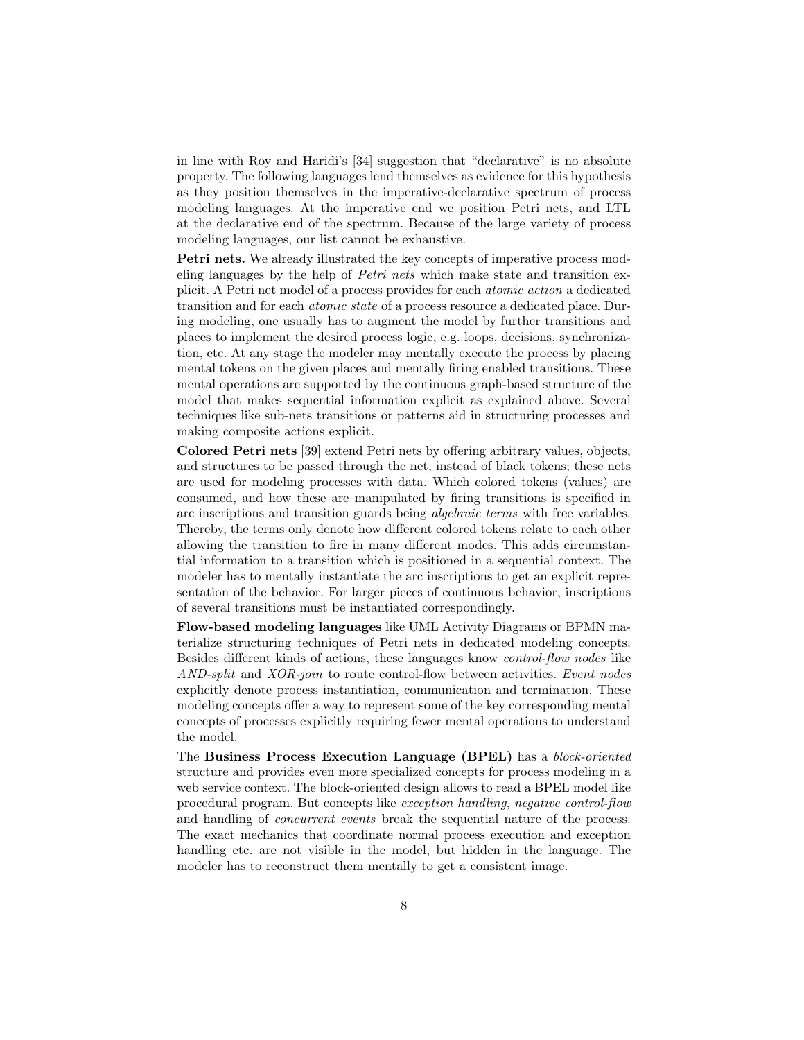in line with Roy and Haridi's [34] suggestion that "declarative" is no absolute property. The following languages lend themselves as evidence for this hypothesis as they position themselves in the imperative-declarative spectrum of process modeling languages. At the imperative end we position Petri nets, and LTL at the declarative end of the spectrum. Because of the large variety of process modeling languages, our list cannot be exhaustive.

**Petri nets.** We already illustrated the key concepts of imperative process modeling languages by the help of *Petri nets* which make state and transition explicit. A Petri net model of a process provides for each *atomic action* a dedicated transition and for each *atomic state* of a process resource a dedicated place. During modeling, one usually has to augment the model by further transitions and places to implement the desired process logic, e.g. loops, decisions, synchronization, etc. At any stage the modeler may mentally execute the process by placing mental tokens on the given places and mentally firing enabled transitions. These mental operations are supported by the continuous graph-based structure of the model that makes sequential information explicit as explained above. Several techniques like sub-nets transitions or patterns aid in structuring processes and making composite actions explicit.

**Colored Petri nets** [39] extend Petri nets by offering arbitrary values, objects, and structures to be passed through the net, instead of black tokens; these nets are used for modeling processes with data. Which colored tokens (values) are consumed, and how these are manipulated by firing transitions is specified in arc inscriptions and transition guards being *algebraic terms* with free variables. Thereby, the terms only denote how different colored tokens relate to each other allowing the transition to fire in many different modes. This adds circumstantial information to a transition which is positioned in a sequential context. The modeler has to mentally instantiate the arc inscriptions to get an explicit representation of the behavior. For larger pieces of continuous behavior, inscriptions of several transitions must be instantiated correspondingly.

**Flow-based modeling languages** like UML Activity Diagrams or BPMN materialize structuring techniques of Petri nets in dedicated modeling concepts. Besides different kinds of actions, these languages know *control-flow nodes* like *AND-split* and *XOR-join* to route control-flow between activities. *Event nodes* explicitly denote process instantiation, communication and termination. These modeling concepts offer a way to represent some of the key corresponding mental concepts of processes explicitly requiring fewer mental operations to understand the model.

The **Business Process Execution Language (BPEL)** has a *block-oriented* structure and provides even more specialized concepts for process modeling in a web service context. The block-oriented design allows to read a BPEL model like procedural program. But concepts like *exception handling*, *negative control-flow* and handling of *concurrent events* break the sequential nature of the process. The exact mechanics that coordinate normal process execution and exception handling etc. are not visible in the model, but hidden in the language. The modeler has to reconstruct them mentally to get a consistent image.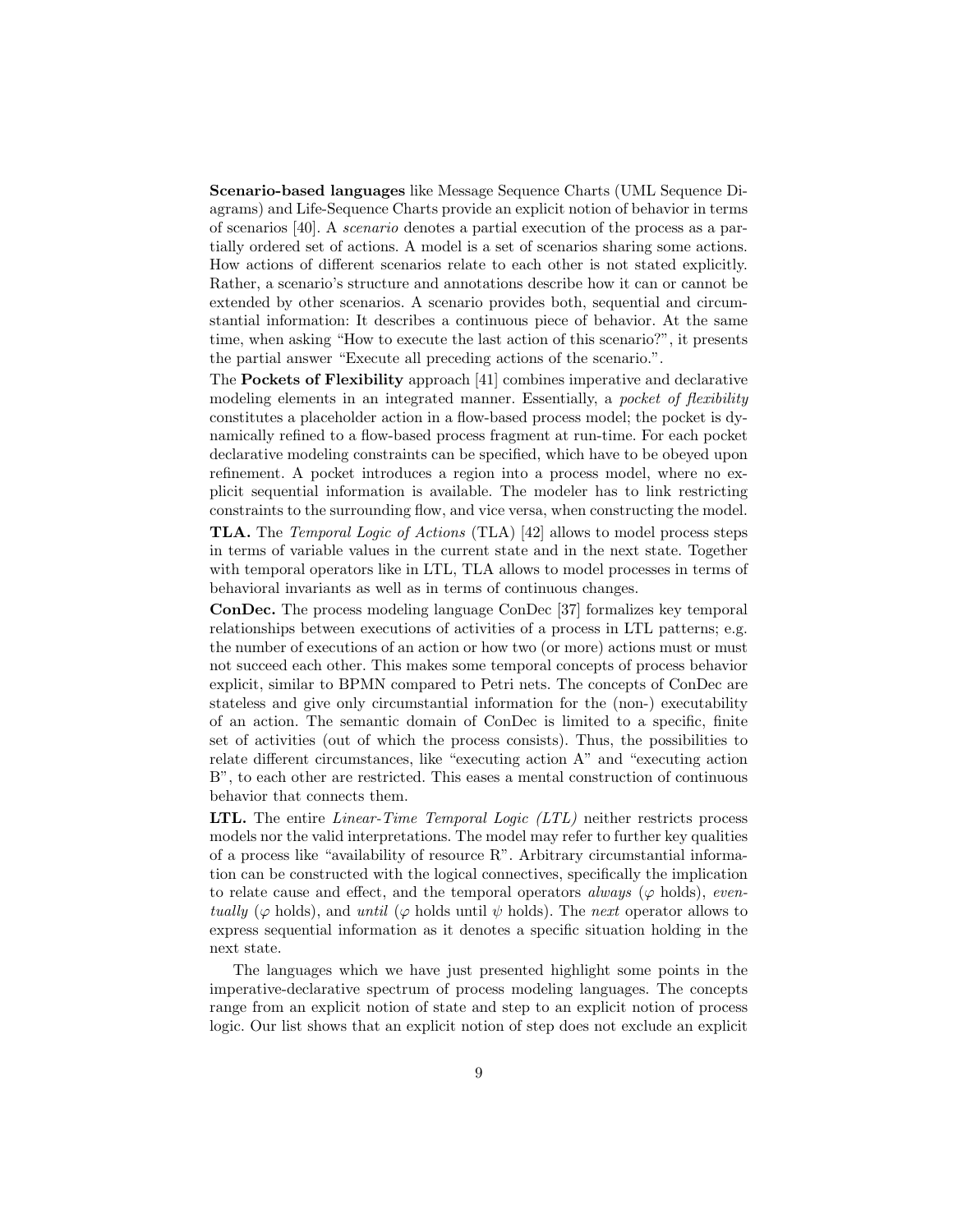**Scenario-based languages** like Message Sequence Charts (UML Sequence Diagrams) and Life-Sequence Charts provide an explicit notion of behavior in terms of scenarios [40]. A *scenario* denotes a partial execution of the process as a partially ordered set of actions. A model is a set of scenarios sharing some actions. How actions of different scenarios relate to each other is not stated explicitly. Rather, a scenario's structure and annotations describe how it can or cannot be extended by other scenarios. A scenario provides both, sequential and circumstantial information: It describes a continuous piece of behavior. At the same time, when asking "How to execute the last action of this scenario?", it presents the partial answer "Execute all preceding actions of the scenario.".

The **Pockets of Flexibility** approach [41] combines imperative and declarative modeling elements in an integrated manner. Essentially, a *pocket of flexibility* constitutes a placeholder action in a flow-based process model; the pocket is dynamically refined to a flow-based process fragment at run-time. For each pocket declarative modeling constraints can be specified, which have to be obeyed upon refinement. A pocket introduces a region into a process model, where no explicit sequential information is available. The modeler has to link restricting constraints to the surrounding flow, and vice versa, when constructing the model.

**TLA.** The *Temporal Logic of Actions* (TLA) [42] allows to model process steps in terms of variable values in the current state and in the next state. Together with temporal operators like in LTL, TLA allows to model processes in terms of behavioral invariants as well as in terms of continuous changes.

**ConDec.** The process modeling language ConDec [37] formalizes key temporal relationships between executions of activities of a process in LTL patterns; e.g. the number of executions of an action or how two (or more) actions must or must not succeed each other. This makes some temporal concepts of process behavior explicit, similar to BPMN compared to Petri nets. The concepts of ConDec are stateless and give only circumstantial information for the (non-) executability of an action. The semantic domain of ConDec is limited to a specific, finite set of activities (out of which the process consists). Thus, the possibilities to relate different circumstances, like "executing action A" and "executing action B", to each other are restricted. This eases a mental construction of continuous behavior that connects them.

**LTL.** The entire *Linear-Time Temporal Logic (LTL)* neither restricts process models nor the valid interpretations. The model may refer to further key qualities of a process like "availability of resource R". Arbitrary circumstantial information can be constructed with the logical connectives, specifically the implication to relate cause and effect, and the temporal operators *always* ($\varphi$ holds), *eventually* ($\varphi$ holds), and *until* ($\varphi$ holds until $\psi$ holds). The *next* operator allows to express sequential information as it denotes a specific situation holding in the next state.

The languages which we have just presented highlight some points in the imperative-declarative spectrum of process modeling languages. The concepts range from an explicit notion of state and step to an explicit notion of process logic. Our list shows that an explicit notion of step does not exclude an explicit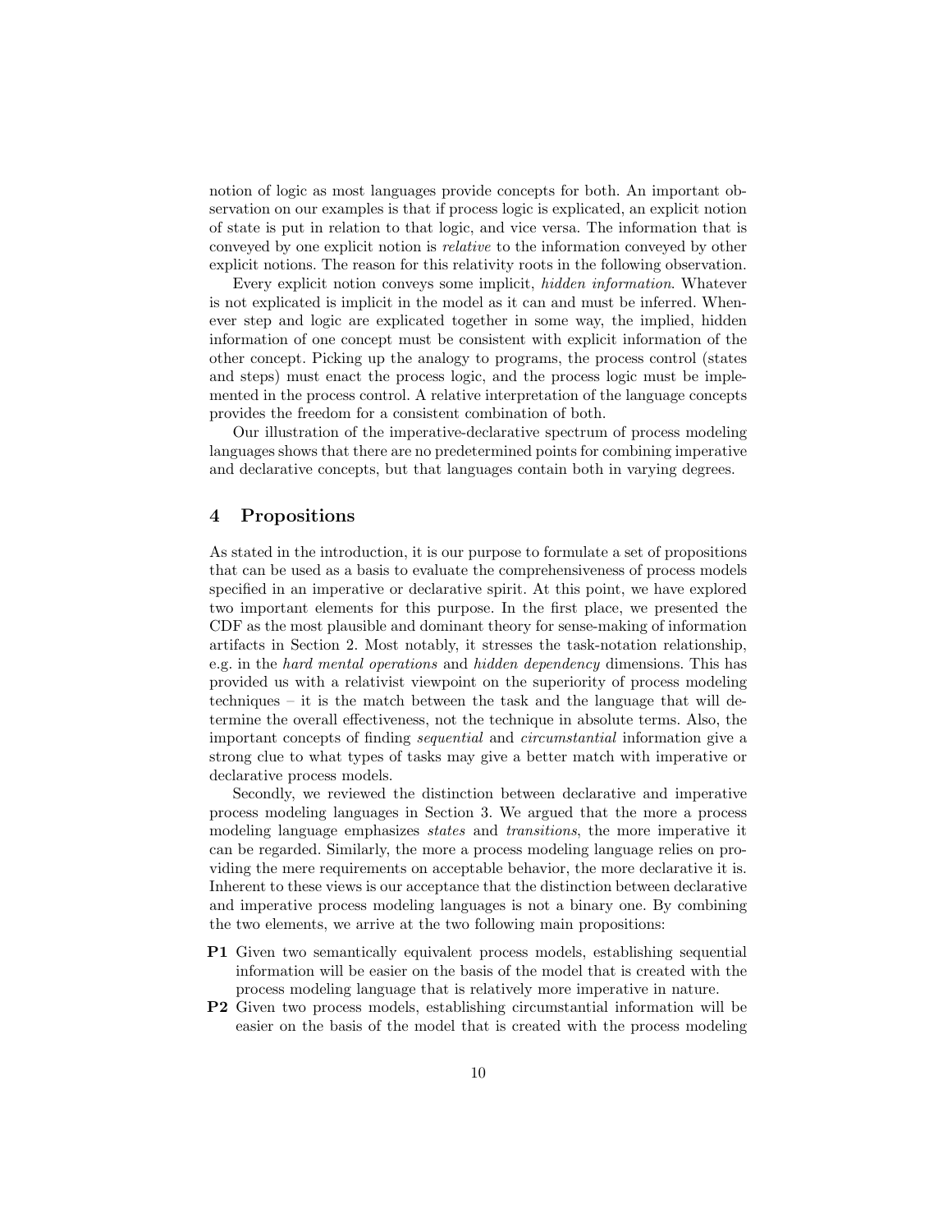notion of logic as most languages provide concepts for both. An important observation on our examples is that if process logic is explicated, an explicit notion of state is put in relation to that logic, and vice versa. The information that is conveyed by one explicit notion is *relative* to the information conveyed by other explicit notions. The reason for this relativity roots in the following observation.

Every explicit notion conveys some implicit, *hidden information*. Whatever is not explicated is implicit in the model as it can and must be inferred. Whenever step and logic are explicated together in some way, the implied, hidden information of one concept must be consistent with explicit information of the other concept. Picking up the analogy to programs, the process control (states and steps) must enact the process logic, and the process logic must be implemented in the process control. A relative interpretation of the language concepts provides the freedom for a consistent combination of both.

Our illustration of the imperative-declarative spectrum of process modeling languages shows that there are no predetermined points for combining imperative and declarative concepts, but that languages contain both in varying degrees.

## 4 Propositions

As stated in the introduction, it is our purpose to formulate a set of propositions that can be used as a basis to evaluate the comprehensiveness of process models specified in an imperative or declarative spirit. At this point, we have explored two important elements for this purpose. In the first place, we presented the CDF as the most plausible and dominant theory for sense-making of information artifacts in Section 2. Most notably, it stresses the task-notation relationship, e.g. in the *hard mental operations* and *hidden dependency* dimensions. This has provided us with a relativist viewpoint on the superiority of process modeling techniques – it is the match between the task and the language that will determine the overall effectiveness, not the technique in absolute terms. Also, the important concepts of finding *sequential* and *circumstantial* information give a strong clue to what types of tasks may give a better match with imperative or declarative process models.

Secondly, we reviewed the distinction between declarative and imperative process modeling languages in Section 3. We argued that the more a process modeling language emphasizes *states* and *transitions*, the more imperative it can be regarded. Similarly, the more a process modeling language relies on providing the mere requirements on acceptable behavior, the more declarative it is. Inherent to these views is our acceptance that the distinction between declarative and imperative process modeling languages is not a binary one. By combining the two elements, we arrive at the two following main propositions:

- **P1** Given two semantically equivalent process models, establishing sequential information will be easier on the basis of the model that is created with the process modeling language that is relatively more imperative in nature.
- **P2** Given two process models, establishing circumstantial information will be easier on the basis of the model that is created with the process modeling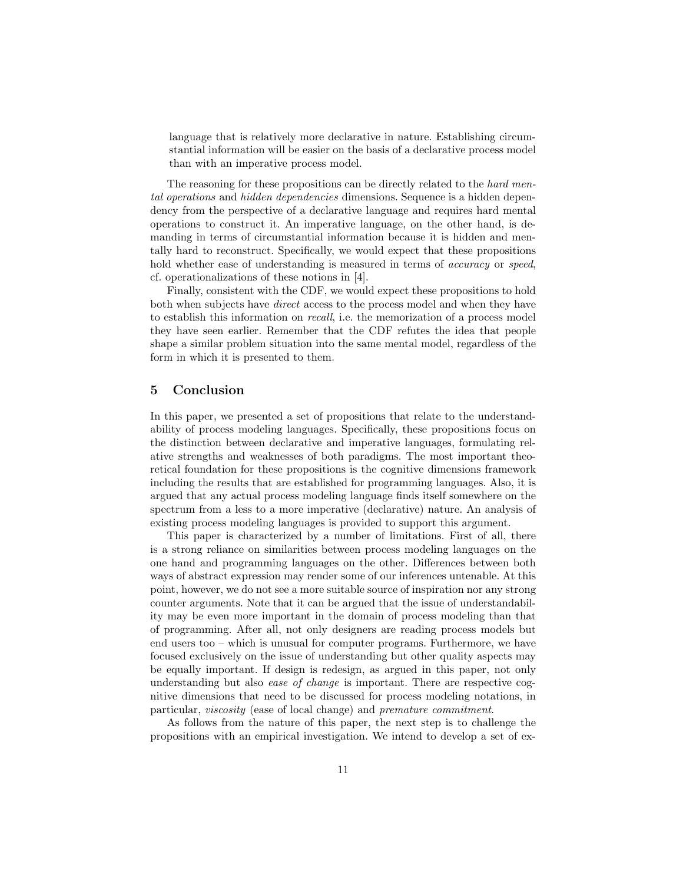language that is relatively more declarative in nature. Establishing circumstantial information will be easier on the basis of a declarative process model than with an imperative process model.

The reasoning for these propositions can be directly related to the *hard mental operations* and *hidden dependencies* dimensions. Sequence is a hidden dependency from the perspective of a declarative language and requires hard mental operations to construct it. An imperative language, on the other hand, is demanding in terms of circumstantial information because it is hidden and mentally hard to reconstruct. Specifically, we would expect that these propositions hold whether ease of understanding is measured in terms of *accuracy* or *speed*, cf. operationalizations of these notions in [4].

Finally, consistent with the CDF, we would expect these propositions to hold both when subjects have *direct* access to the process model and when they have to establish this information on *recall*, i.e. the memorization of a process model they have seen earlier. Remember that the CDF refutes the idea that people shape a similar problem situation into the same mental model, regardless of the form in which it is presented to them.

## 5 Conclusion

In this paper, we presented a set of propositions that relate to the understandability of process modeling languages. Specifically, these propositions focus on the distinction between declarative and imperative languages, formulating relative strengths and weaknesses of both paradigms. The most important theoretical foundation for these propositions is the cognitive dimensions framework including the results that are established for programming languages. Also, it is argued that any actual process modeling language finds itself somewhere on the spectrum from a less to a more imperative (declarative) nature. An analysis of existing process modeling languages is provided to support this argument.

This paper is characterized by a number of limitations. First of all, there is a strong reliance on similarities between process modeling languages on the one hand and programming languages on the other. Differences between both ways of abstract expression may render some of our inferences untenable. At this point, however, we do not see a more suitable source of inspiration nor any strong counter arguments. Note that it can be argued that the issue of understandability may be even more important in the domain of process modeling than that of programming. After all, not only designers are reading process models but end users too – which is unusual for computer programs. Furthermore, we have focused exclusively on the issue of understanding but other quality aspects may be equally important. If design is redesign, as argued in this paper, not only understanding but also *ease of change* is important. There are respective cognitive dimensions that need to be discussed for process modeling notations, in particular, *viscosity* (ease of local change) and *premature commitment*.

As follows from the nature of this paper, the next step is to challenge the propositions with an empirical investigation. We intend to develop a set of ex-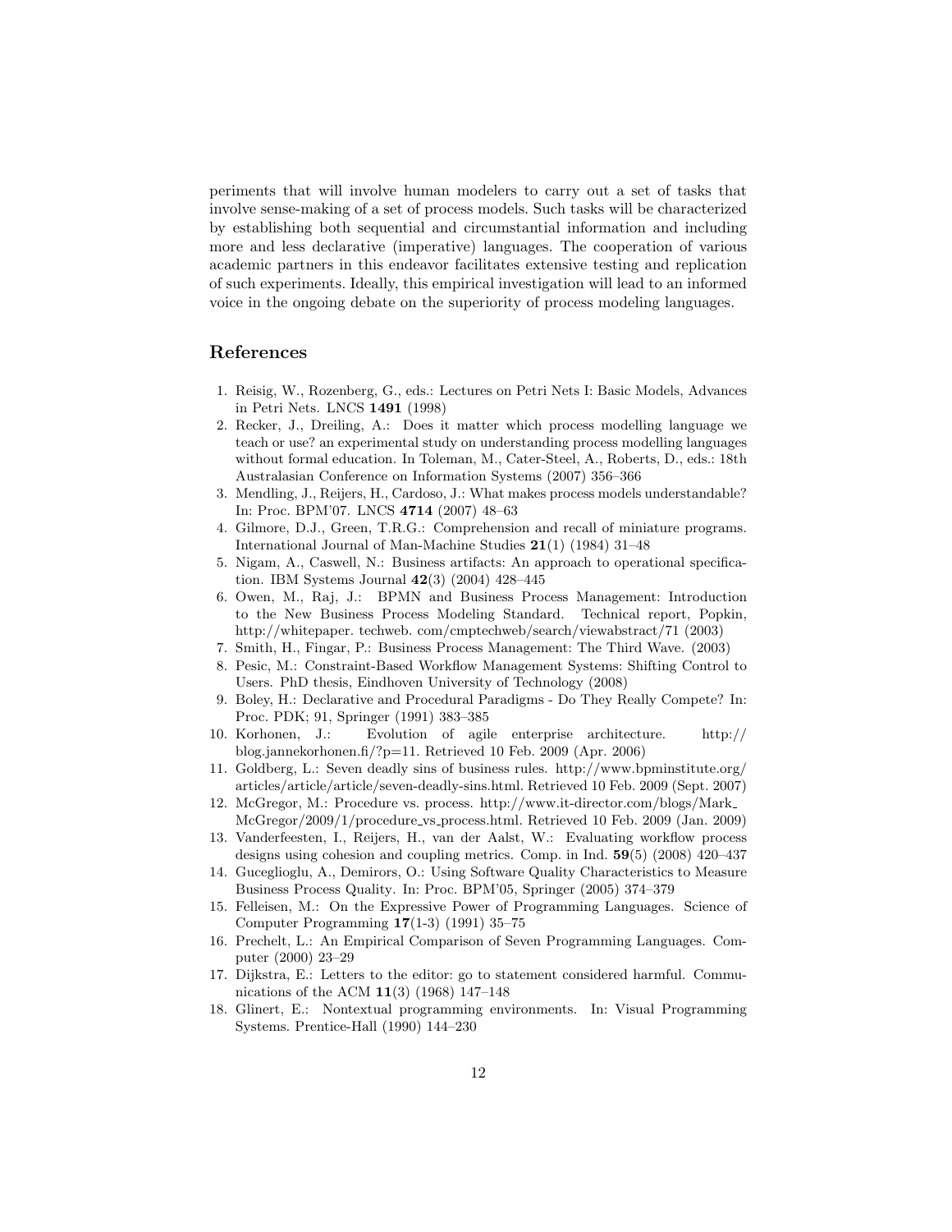periments that will involve human modelers to carry out a set of tasks that involve sense-making of a set of process models. Such tasks will be characterized by establishing both sequential and circumstantial information and including more and less declarative (imperative) languages. The cooperation of various academic partners in this endeavor facilitates extensive testing and replication of such experiments. Ideally, this empirical investigation will lead to an informed voice in the ongoing debate on the superiority of process modeling languages.

## References

1. Reisig, W., Rozenberg, G., eds.: Lectures on Petri Nets I: Basic Models, Advances in Petri Nets. LNCS **1491** (1998)
2. Recker, J., Dreiling, A.: Does it matter which process modelling language we teach or use? an experimental study on understanding process modelling languages without formal education. In Toleman, M., Cater-Steel, A., Roberts, D., eds.: 18th Australasian Conference on Information Systems (2007) 356–366
3. Mendling, J., Reijers, H., Cardoso, J.: What makes process models understandable? In: Proc. BPM'07. LNCS **4714** (2007) 48–63
4. Gilmore, D.J., Green, T.R.G.: Comprehension and recall of miniature programs. International Journal of Man-Machine Studies **21**(1) (1984) 31–48
5. Nigam, A., Caswell, N.: Business artifacts: An approach to operational specification. IBM Systems Journal **42**(3) (2004) 428–445
6. Owen, M., Raj, J.: BPMN and Business Process Management: Introduction to the New Business Process Modeling Standard. Technical report, Popkin, http://whitepaper. techweb. com/cmptechweb/search/viewabstract/71 (2003)
7. Smith, H., Fingar, P.: Business Process Management: The Third Wave. (2003)
8. Pesic, M.: Constraint-Based Workflow Management Systems: Shifting Control to Users. PhD thesis, Eindhoven University of Technology (2008)
9. Boley, H.: Declarative and Procedural Paradigms - Do They Really Compete? In: Proc. PDK; 91, Springer (1991) 383–385
10. Korhonen, J.: Evolution of agile enterprise architecture. http://blog.jannekorhonen.fi/?p=11. Retrieved 10 Feb. 2009 (Apr. 2006)
11. Goldberg, L.: Seven deadly sins of business rules. http://www.bpminstitute.org/articles/article/article/seven-deadly-sins.html. Retrieved 10 Feb. 2009 (Sept. 2007)
12. McGregor, M.: Procedure vs. process. http://www.it-director.com/blogs/Mark_McGregor/2009/1/procedure_vs_process.html. Retrieved 10 Feb. 2009 (Jan. 2009)
13. Vanderfeesten, I., Reijers, H., van der Aalst, W.: Evaluating workflow process designs using cohesion and coupling metrics. Comp. in Ind. **59**(5) (2008) 420–437
14. Guceglioglu, A., Demirors, O.: Using Software Quality Characteristics to Measure Business Process Quality. In: Proc. BPM'05, Springer (2005) 374–379
15. Felleisen, M.: On the Expressive Power of Programming Languages. Science of Computer Programming **17**(1-3) (1991) 35–75
16. Prechelt, L.: An Empirical Comparison of Seven Programming Languages. Computer (2000) 23–29
17. Dijkstra, E.: Letters to the editor: go to statement considered harmful. Communications of the ACM **11**(3) (1968) 147–148
18. Glinert, E.: Nontextual programming environments. In: Visual Programming Systems. Prentice-Hall (1990) 144–230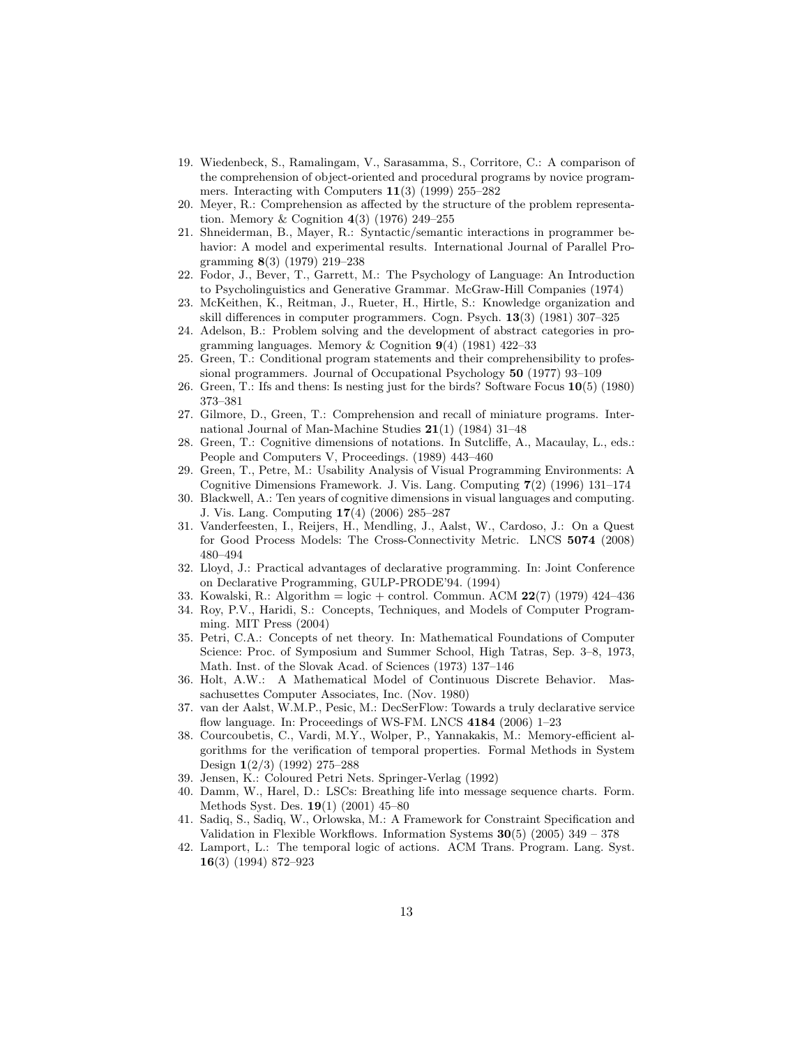19. Wiedenbeck, S., Ramalingam, V., Sarasamma, S., Corritore, C.: A comparison of the comprehension of object-oriented and procedural programs by novice programmers. Interacting with Computers **11**(3) (1999) 255–282
20. Meyer, R.: Comprehension as affected by the structure of the problem representation. Memory & Cognition **4**(3) (1976) 249–255
21. Shneiderman, B., Mayer, R.: Syntactic/semantic interactions in programmer behavior: A model and experimental results. International Journal of Parallel Programming **8**(3) (1979) 219–238
22. Fodor, J., Bever, T., Garrett, M.: The Psychology of Language: An Introduction to Psycholinguistics and Generative Grammar. McGraw-Hill Companies (1974)
23. McKeithen, K., Reitman, J., Rueter, H., Hirtle, S.: Knowledge organization and skill differences in computer programmers. Cogn. Psych. **13**(3) (1981) 307–325
24. Adelson, B.: Problem solving and the development of abstract categories in programming languages. Memory & Cognition **9**(4) (1981) 422–33
25. Green, T.: Conditional program statements and their comprehensibility to professional programmers. Journal of Occupational Psychology **50** (1977) 93–109
26. Green, T.: Ifs and thens: Is nesting just for the birds? Software Focus **10**(5) (1980) 373–381
27. Gilmore, D., Green, T.: Comprehension and recall of miniature programs. International Journal of Man-Machine Studies **21**(1) (1984) 31–48
28. Green, T.: Cognitive dimensions of notations. In Sutcliffe, A., Macaulay, L., eds.: People and Computers V, Proceedings. (1989) 443–460
29. Green, T., Petre, M.: Usability Analysis of Visual Programming Environments: A Cognitive Dimensions Framework. J. Vis. Lang. Computing **7**(2) (1996) 131–174
30. Blackwell, A.: Ten years of cognitive dimensions in visual languages and computing. J. Vis. Lang. Computing **17**(4) (2006) 285–287
31. Vanderfeesten, I., Reijers, H., Mendling, J., Aalst, W., Cardoso, J.: On a Quest for Good Process Models: The Cross-Connectivity Metric. LNCS **5074** (2008) 480–494
32. Lloyd, J.: Practical advantages of declarative programming. In: Joint Conference on Declarative Programming, GULP-PRODE'94. (1994)
33. Kowalski, R.: Algorithm = logic + control. Commun. ACM **22**(7) (1979) 424–436
34. Roy, P.V., Haridi, S.: Concepts, Techniques, and Models of Computer Programming. MIT Press (2004)
35. Petri, C.A.: Concepts of net theory. In: Mathematical Foundations of Computer Science: Proc. of Symposium and Summer School, High Tatras, Sep. 3–8, 1973, Math. Inst. of the Slovak Acad. of Sciences (1973) 137–146
36. Holt, A.W.: A Mathematical Model of Continuous Discrete Behavior. Massachusettes Computer Associates, Inc. (Nov. 1980)
37. van der Aalst, W.M.P., Pesic, M.: DecSerFlow: Towards a truly declarative service flow language. In: Proceedings of WS-FM. LNCS **4184** (2006) 1–23
38. Courcoubetis, C., Vardi, M.Y., Wolper, P., Yannakakis, M.: Memory-efficient algorithms for the verification of temporal properties. Formal Methods in System Design **1**(2/3) (1992) 275–288
39. Jensen, K.: Coloured Petri Nets. Springer-Verlag (1992)
40. Damm, W., Harel, D.: LSCs: Breathing life into message sequence charts. Form. Methods Syst. Des. **19**(1) (2001) 45–80
41. Sadiq, S., Sadiq, W., Orlowska, M.: A Framework for Constraint Specification and Validation in Flexible Workflows. Information Systems **30**(5) (2005) 349 – 378
42. Lamport, L.: The temporal logic of actions. ACM Trans. Program. Lang. Syst. **16**(3) (1994) 872–923